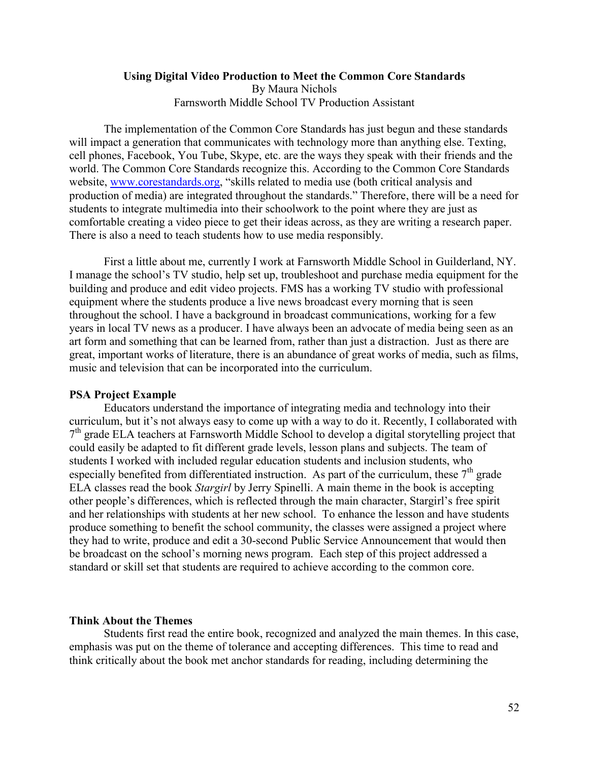# Using Digital Video Production to Meet the Common Core Standards

By Maura Nichols

Farnsworth Middle School TV Production Assistant

The implementation of the Common Core Standards has just begun and these standards will impact a generation that communicates with technology more than anything else. Texting, cell phones, Facebook, You Tube, Skype, etc. are the ways they speak with their friends and the world. The Common Core Standards recognize this. According to the Common Core Standards website, [www.corestandards.org](http://www.corestandards.org), "skills related to media use (both critical analysis and production of media) are integrated throughout the standards." Therefore, there will be a need for students to integrate multimedia into their schoolwork to the point where they are just as comfortable creating a video piece to get their ideas across, as they are writing a research paper. There is also a need to teach students how to use media responsibly.

First a little about me, currently I work at Farnsworth Middle School in Guilderland, NY. I manage the school's TV studio, help set up, troubleshoot and purchase media equipment for the building and produce and edit video projects. FMS has a working TV studio with professional equipment where the students produce a live news broadcast every morning that is seen throughout the school. I have a background in broadcast communications, working for a few years in local TV news as a producer. I have always been an advocate of media being seen as an art form and something that can be learned from, rather than just a distraction. Just as there are great, important works of literature, there is an abundance of great works of media, such as films, music and television that can be incorporated into the curriculum.

## PSA Project Example

Educators understand the importance of integrating media and technology into their curriculum, but it's not always easy to come up with a way to do it. Recently, I collaborated with 7th grade ELA teachers at Farnsworth Middle School to develop a digital storytelling project that could easily be adapted to fit different grade levels, lesson plans and subjects. The team of students I worked with included regular education students and inclusion students, who especially benefited from differentiated instruction. As part of the curriculum, these 7th grade ELA classes read the book *Stargirl* by Jerry Spinelli. A main theme in the book is accepting other people's differences, which is reflected through the main character, Stargirl's free spirit and her relationships with students at her new school. To enhance the lesson and have students produce something to benefit the school community, the classes were assigned a project where they had to write, produce and edit a 30-second Public Service Announcement that would then be broadcast on the school's morning news program. Each step of this project addressed a standard or skill set that students are required to achieve according to the common core.

## Think About the Themes

Students first read the entire book, recognized and analyzed the main themes. In this case, emphasis was put on the theme of tolerance and accepting differences. This time to read and think critically about the book met anchor standards for reading, including determining the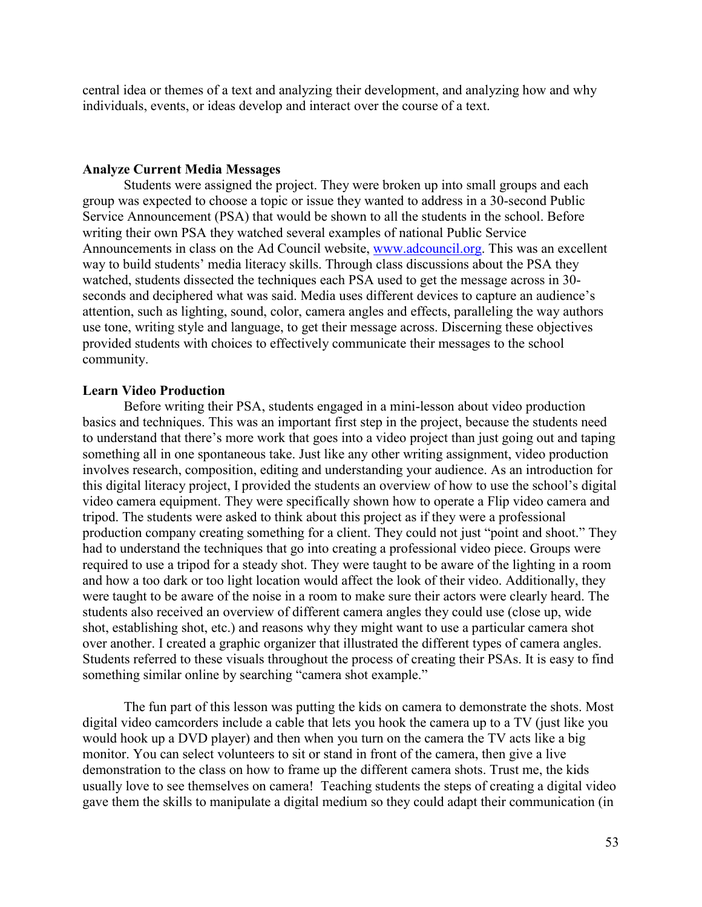central idea or themes of a text and analyzing their development, and analyzing how and why individuals, events, or ideas develop and interact over the course of a text.

**Analyze Current Media Messages**

Students were assigned the project. They were broken up into small groups and each group was expected to choose a topic or issue they wanted to address in a 30-second Public Service Announcement (PSA) that would be shown to all the students in the school. Before writing their own PSA they watched several examples of national Public Service Announcements in class on the Ad Council website, [www.adcouncil.org](http://www.adcouncil.org). This was an excellent way to build students' media literacy skills. Through class discussions about the PSA they watched, students dissected the techniques each PSA used to get the message across in 30-seconds and deciphered what was said. Media uses different devices to capture an audience's attention, such as lighting, sound, color, camera angles and effects, paralleling the way authors use tone, writing style and language, to get their message across. Discerning these objectives provided students with choices to effectively communicate their messages to the school community.

**Learn Video Production**

Before writing their PSA, students engaged in a mini-lesson about video production basics and techniques. This was an important first step in the project, because the students need to understand that there's more work that goes into a video project than just going out and taping something all in one spontaneous take. Just like any other writing assignment, video production involves research, composition, editing and understanding your audience. As an introduction for this digital literacy project, I provided the students an overview of how to use the school's digital video camera equipment. They were specifically shown how to operate a Flip video camera and tripod. The students were asked to think about this project as if they were a professional production company creating something for a client. They could not just "point and shoot." They had to understand the techniques that go into creating a professional video piece. Groups were required to use a tripod for a steady shot. They were taught to be aware of the lighting in a room and how a too dark or too light location would affect the look of their video. Additionally, they were taught to be aware of the noise in a room to make sure their actors were clearly heard. The students also received an overview of different camera angles they could use (close up, wide shot, establishing shot, etc.) and reasons why they might want to use a particular camera shot over another. I created a graphic organizer that illustrated the different types of camera angles. Students referred to these visuals throughout the process of creating their PSAs. It is easy to find something similar online by searching "camera shot example."

The fun part of this lesson was putting the kids on camera to demonstrate the shots. Most digital video camcorders include a cable that lets you hook the camera up to a TV (just like you would hook up a DVD player) and then when you turn on the camera the TV acts like a big monitor. You can select volunteers to sit or stand in front of the camera, then give a live demonstration to the class on how to frame up the different camera shots. Trust me, the kids usually love to see themselves on camera! Teaching students the steps of creating a digital video gave them the skills to manipulate a digital medium so they could adapt their communication (in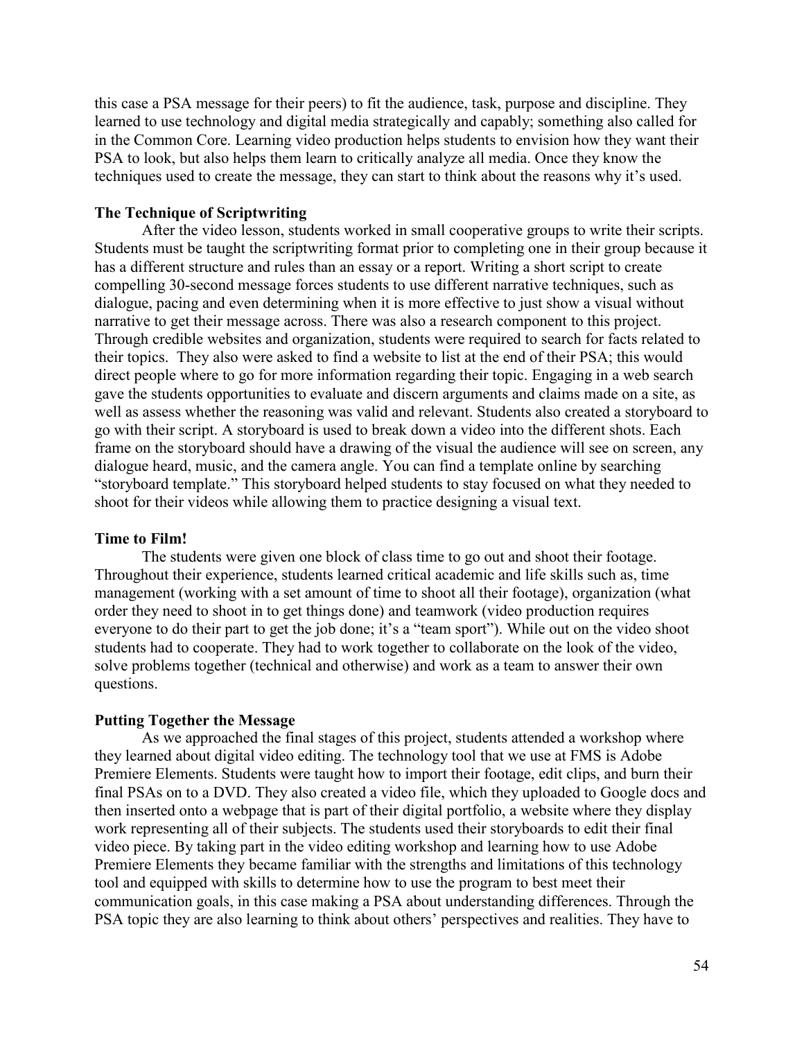this case a PSA message for their peers) to fit the audience, task, purpose and discipline. They learned to use technology and digital media strategically and capably; something also called for in the Common Core. Learning video production helps students to envision how they want their PSA to look, but also helps them learn to critically analyze all media. Once they know the techniques used to create the message, they can start to think about the reasons why it's used.

**The Technique of Scriptwriting**

After the video lesson, students worked in small cooperative groups to write their scripts. Students must be taught the scriptwriting format prior to completing one in their group because it has a different structure and rules than an essay or a report. Writing a short script to create compelling 30-second message forces students to use different narrative techniques, such as dialogue, pacing and even determining when it is more effective to just show a visual without narrative to get their message across. There was also a research component to this project. Through credible websites and organization, students were required to search for facts related to their topics. They also were asked to find a website to list at the end of their PSA; this would direct people where to go for more information regarding their topic. Engaging in a web search gave the students opportunities to evaluate and discern arguments and claims made on a site, as well as assess whether the reasoning was valid and relevant. Students also created a storyboard to go with their script. A storyboard is used to break down a video into the different shots. Each frame on the storyboard should have a drawing of the visual the audience will see on screen, any dialogue heard, music, and the camera angle. You can find a template online by searching "storyboard template." This storyboard helped students to stay focused on what they needed to shoot for their videos while allowing them to practice designing a visual text.

**Time to Film!**

The students were given one block of class time to go out and shoot their footage. Throughout their experience, students learned critical academic and life skills such as, time management (working with a set amount of time to shoot all their footage), organization (what order they need to shoot in to get things done) and teamwork (video production requires everyone to do their part to get the job done; it's a "team sport"). While out on the video shoot students had to cooperate. They had to work together to collaborate on the look of the video, solve problems together (technical and otherwise) and work as a team to answer their own questions.

**Putting Together the Message**

As we approached the final stages of this project, students attended a workshop where they learned about digital video editing. The technology tool that we use at FMS is Adobe Premiere Elements. Students were taught how to import their footage, edit clips, and burn their final PSAs on to a DVD. They also created a video file, which they uploaded to Google docs and then inserted onto a webpage that is part of their digital portfolio, a website where they display work representing all of their subjects. The students used their storyboards to edit their final video piece. By taking part in the video editing workshop and learning how to use Adobe Premiere Elements they became familiar with the strengths and limitations of this technology tool and equipped with skills to determine how to use the program to best meet their communication goals, in this case making a PSA about understanding differences. Through the PSA topic they are also learning to think about others' perspectives and realities. They have to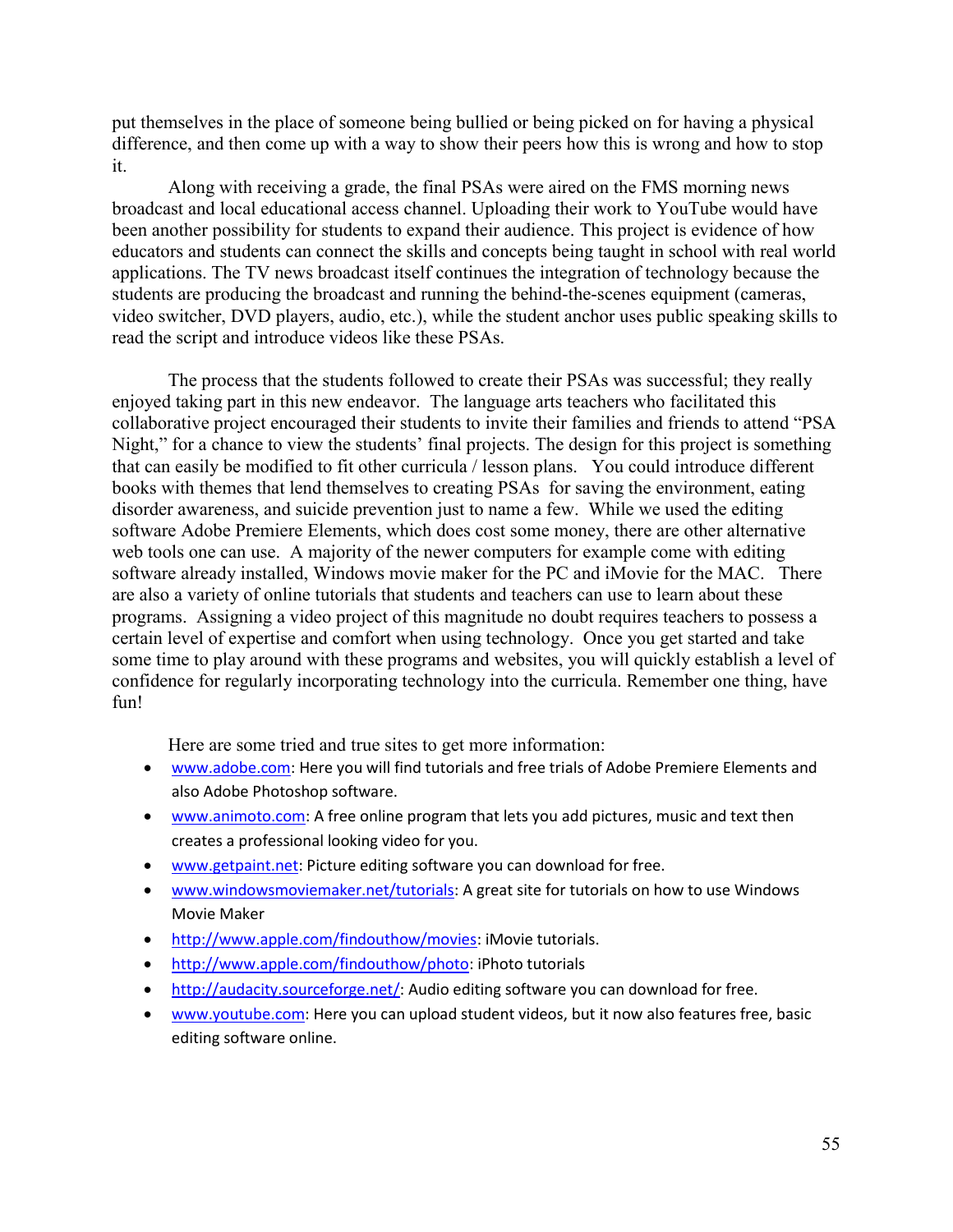put themselves in the place of someone being bullied or being picked on for having a physical difference, and then come up with a way to show their peers how this is wrong and how to stop it.

Along with receiving a grade, the final PSAs were aired on the FMS morning news broadcast and local educational access channel. Uploading their work to YouTube would have been another possibility for students to expand their audience. This project is evidence of how educators and students can connect the skills and concepts being taught in school with real world applications. The TV news broadcast itself continues the integration of technology because the students are producing the broadcast and running the behind-the-scenes equipment (cameras, video switcher, DVD players, audio, etc.), while the student anchor uses public speaking skills to read the script and introduce videos like these PSAs.

The process that the students followed to create their PSAs was successful; they really enjoyed taking part in this new endeavor. The language arts teachers who facilitated this collaborative project encouraged their students to invite their families and friends to attend "PSA Night," for a chance to view the students' final projects. The design for this project is something that can easily be modified to fit other curricula / lesson plans. You could introduce different books with themes that lend themselves to creating PSAs for saving the environment, eating disorder awareness, and suicide prevention just to name a few. While we used the editing software Adobe Premiere Elements, which does cost some money, there are other alternative web tools one can use. A majority of the newer computers for example come with editing software already installed, Windows movie maker for the PC and iMovie for the MAC. There are also a variety of online tutorials that students and teachers can use to learn about these programs. Assigning a video project of this magnitude no doubt requires teachers to possess a certain level of expertise and comfort when using technology. Once you get started and take some time to play around with these programs and websites, you will quickly establish a level of confidence for regularly incorporating technology into the curricula. Remember one thing, have fun!

Here are some tried and true sites to get more information:

- www.adobe.com: Here you will find tutorials and free trials of Adobe Premiere Elements and also Adobe Photoshop software.
- www.animoto.com: A free online program that lets you add pictures, music and text then creates a professional looking video for you.
- www.getpaint.net: Picture editing software you can download for free.
- www.windowsmoviemaker.net/tutorials: A great site for tutorials on how to use Windows Movie Maker
- http://www.apple.com/findouthow/movies: iMovie tutorials.
- http://www.apple.com/findouthow/photo: iPhoto tutorials
- http://audacity.sourceforge.net/: Audio editing software you can download for free.
- www.youtube.com: Here you can upload student videos, but it now also features free, basic editing software online.